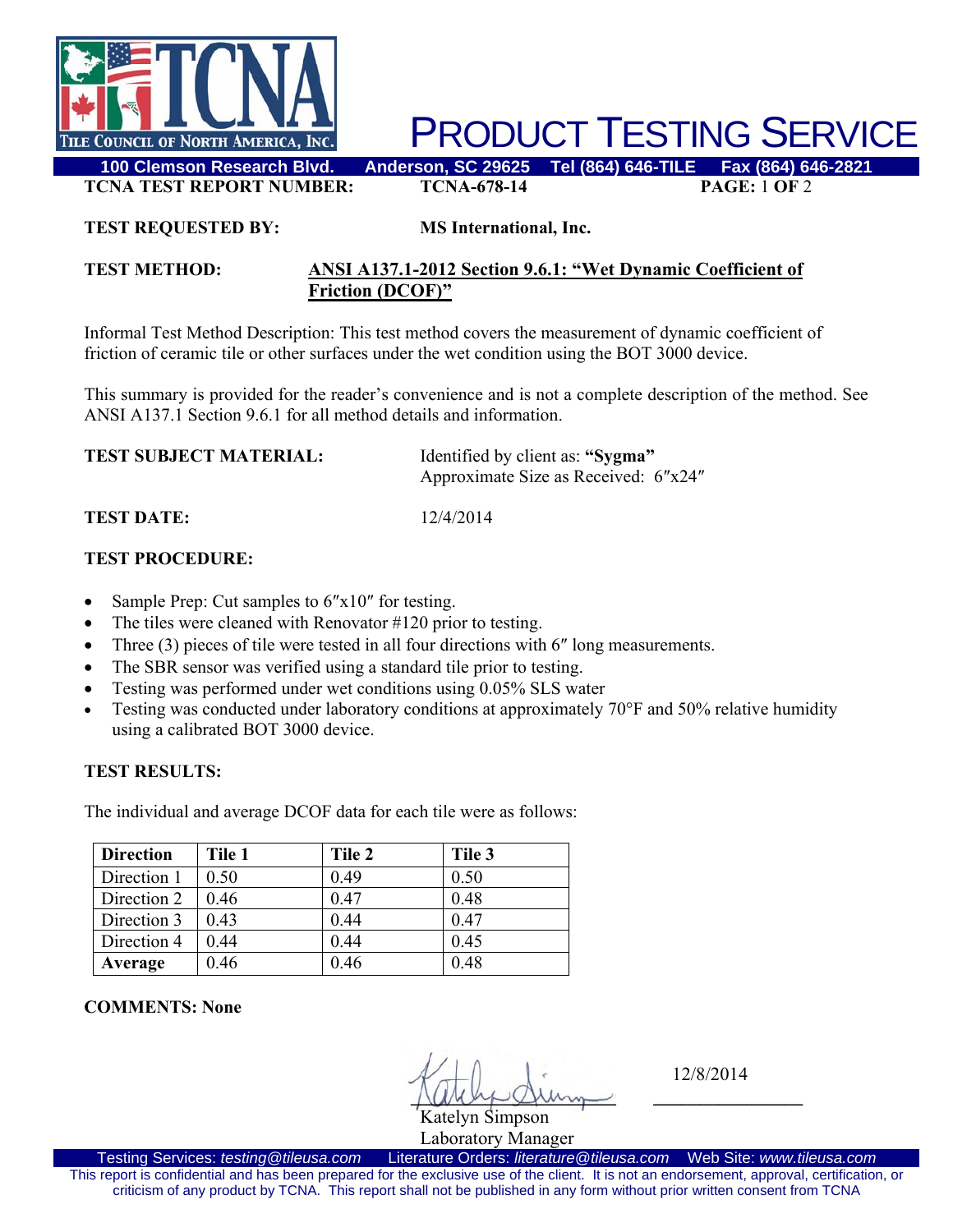# PRODUCT TESTING SERVICE

Tile Council of North America, Inc.

100 Clemson Research Blvd. Anderson, SC 29625 Tel (864) 646-TILE Fax (864) 646-2821

**TCNA TEST REPORT NUMBER:** **TCNA-678-14**

**TEST REQUESTED BY:** **MS International, Inc.**

**TEST METHOD:** **ANSI A137.1-2012 Section 9.6.1: "Wet Dynamic Coefficient of Friction (DCOF)"**

Informal Test Method Description: This test method covers the measurement of dynamic coefficient of friction of ceramic tile or other surfaces under the wet condition using the BOT 3000 device.

This summary is provided for the reader's convenience and is not a complete description of the method. See ANSI A137.1 Section 9.6.1 for all method details and information.

**TEST SUBJECT MATERIAL:** Identified by client as: **"Sygma"**
Approximate Size as Received: 6″x24″

**TEST DATE:** 12/4/2014

**TEST PROCEDURE:**

- Sample Prep: Cut samples to 6″x10″ for testing.
- The tiles were cleaned with Renovator #120 prior to testing.
- Three (3) pieces of tile were tested in all four directions with 6″ long measurements.
- The SBR sensor was verified using a standard tile prior to testing.
- Testing was performed under wet conditions using 0.05% SLS water
- Testing was conducted under laboratory conditions at approximately 70°F and 50% relative humidity using a calibrated BOT 3000 device.

**TEST RESULTS:**

The individual and average DCOF data for each tile were as follows:

| **Direction** | **Tile 1** | **Tile 2** | **Tile 3** |
|---|---|---|---|
| Direction 1 | 0.50 | 0.49 | 0.50 |
| Direction 2 | 0.46 | 0.47 | 0.48 |
| Direction 3 | 0.43 | 0.44 | 0.47 |
| Direction 4 | 0.44 | 0.44 | 0.45 |
| **Average** | 0.46 | 0.46 | 0.48 |

**COMMENTS: None**

Katelyn Simpson
Laboratory Manager

12/8/2014

Testing Services: *testing@tileusa.com* Literature Orders: *literature@tileusa.com* Web Site: *www.tileusa.com*

This report is confidential and has been prepared for the exclusive use of the client. It is not an endorsement, approval, certification, or criticism of any product by TCNA. This report shall not be published in any form without prior written consent from TCNA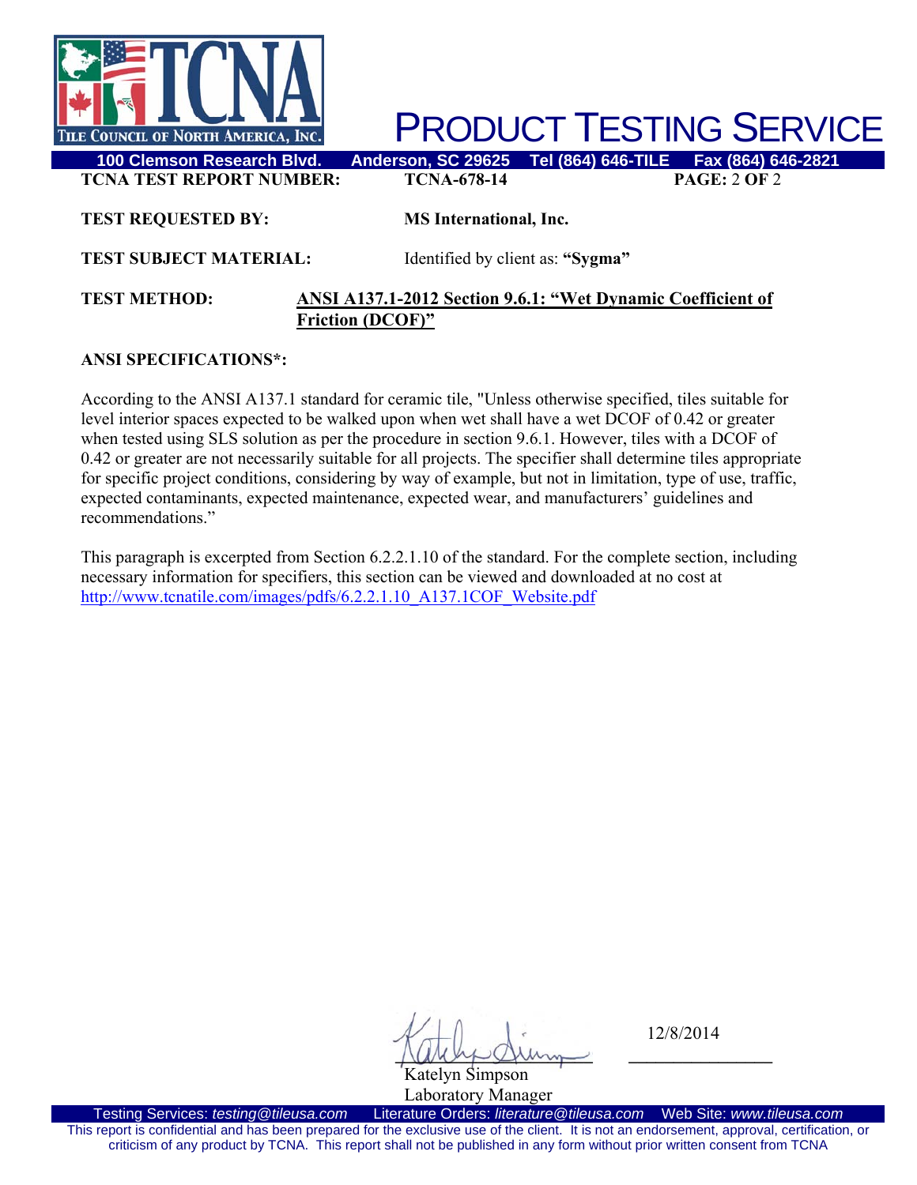**TCNA TEST REPORT NUMBER:** TCNA-678-14

**TEST REQUESTED BY:** MS International, Inc.

**TEST SUBJECT MATERIAL:** Identified by client as: **"Sygma"**

**TEST METHOD:** **ANSI A137.1-2012 Section 9.6.1: "Wet Dynamic Coefficient of Friction (DCOF)"**

**ANSI SPECIFICATIONS*:**

According to the ANSI A137.1 standard for ceramic tile, "Unless otherwise specified, tiles suitable for level interior spaces expected to be walked upon when wet shall have a wet DCOF of 0.42 or greater when tested using SLS solution as per the procedure in section 9.6.1. However, tiles with a DCOF of 0.42 or greater are not necessarily suitable for all projects. The specifier shall determine tiles appropriate for specific project conditions, considering by way of example, but not in limitation, type of use, traffic, expected contaminants, expected maintenance, expected wear, and manufacturers' guidelines and recommendations."

This paragraph is excerpted from Section 6.2.2.1.10 of the standard. For the complete section, including necessary information for specifiers, this section can be viewed and downloaded at no cost at http://www.tcnatile.com/images/pdfs/6.2.2.1.10_A137.1COF_Website.pdf

Katelyn Simpson
Laboratory Manager

12/8/2014

This report is confidential and has been prepared for the exclusive use of the client. It is not an endorsement, approval, certification, or criticism of any product by TCNA. This report shall not be published in any form without prior written consent from TCNA